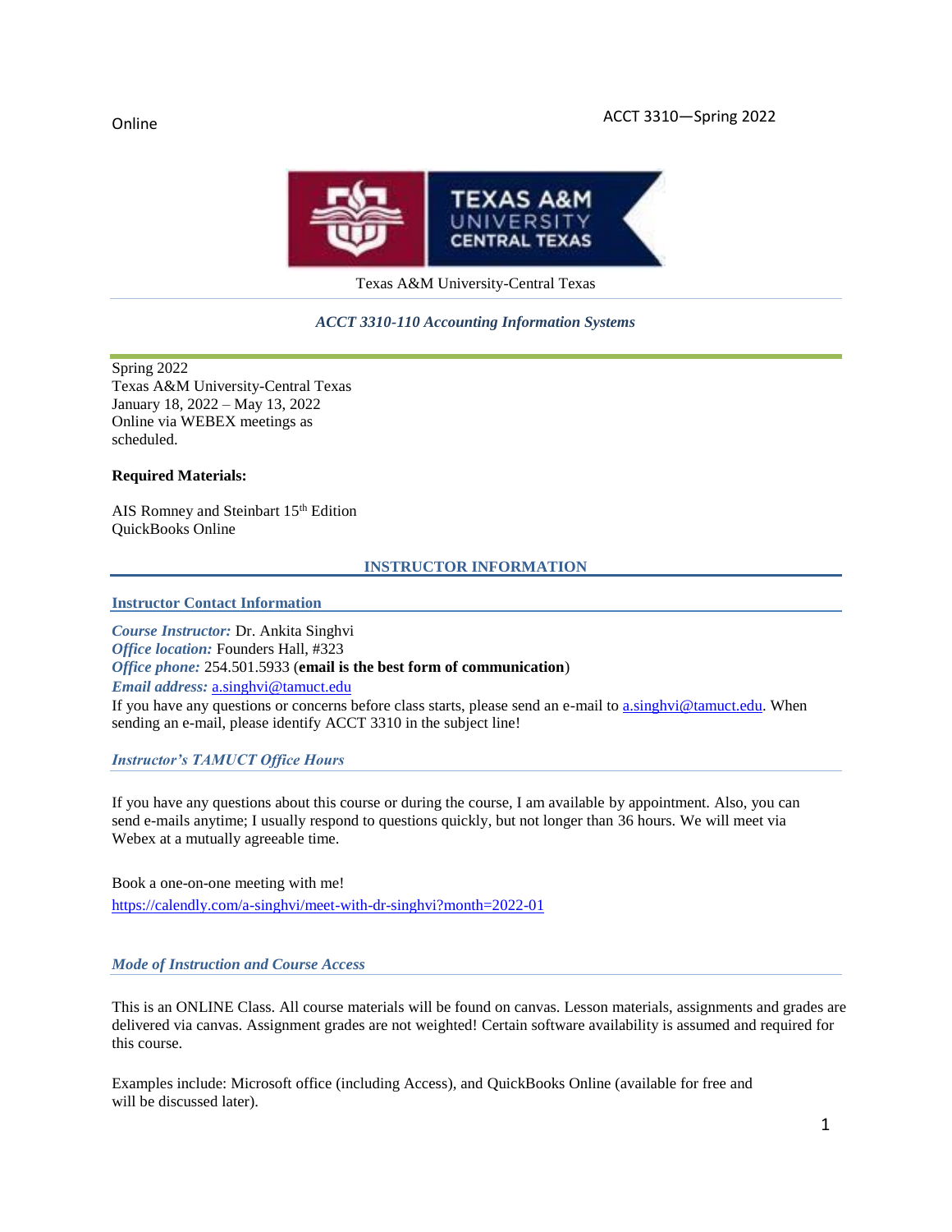Online

ACCT 3310—Spring 2022

Texas A&M University-Central Texas

*ACCT 3310-110 Accounting Information Systems*

Spring 2022
Texas A&M University-Central Texas
January 18, 2022 – May 13, 2022
Online via WEBEX meetings as scheduled.

**Required Materials:**

AIS Romney and Steinbart 15th Edition
QuickBooks Online

## INSTRUCTOR INFORMATION

### Instructor Contact Information

***Course Instructor:*** Dr. Ankita Singhvi
***Office location:*** Founders Hall, #323
***Office phone:*** 254.501.5933 (**email is the best form of communication**)
***Email address:*** a.singhvi@tamuct.edu
If you have any questions or concerns before class starts, please send an e-mail to a.singhvi@tamuct.edu. When sending an e-mail, please identify ACCT 3310 in the subject line!

### *Instructor's TAMUCT Office Hours*

If you have any questions about this course or during the course, I am available by appointment. Also, you can send e-mails anytime; I usually respond to questions quickly, but not longer than 36 hours. We will meet via Webex at a mutually agreeable time.

Book a one-on-one meeting with me!
https://calendly.com/a-singhvi/meet-with-dr-singhvi?month=2022-01

### *Mode of Instruction and Course Access*

This is an ONLINE Class. All course materials will be found on canvas. Lesson materials, assignments and grades are delivered via canvas. Assignment grades are not weighted! Certain software availability is assumed and required for this course.

Examples include: Microsoft office (including Access), and QuickBooks Online (available for free and will be discussed later).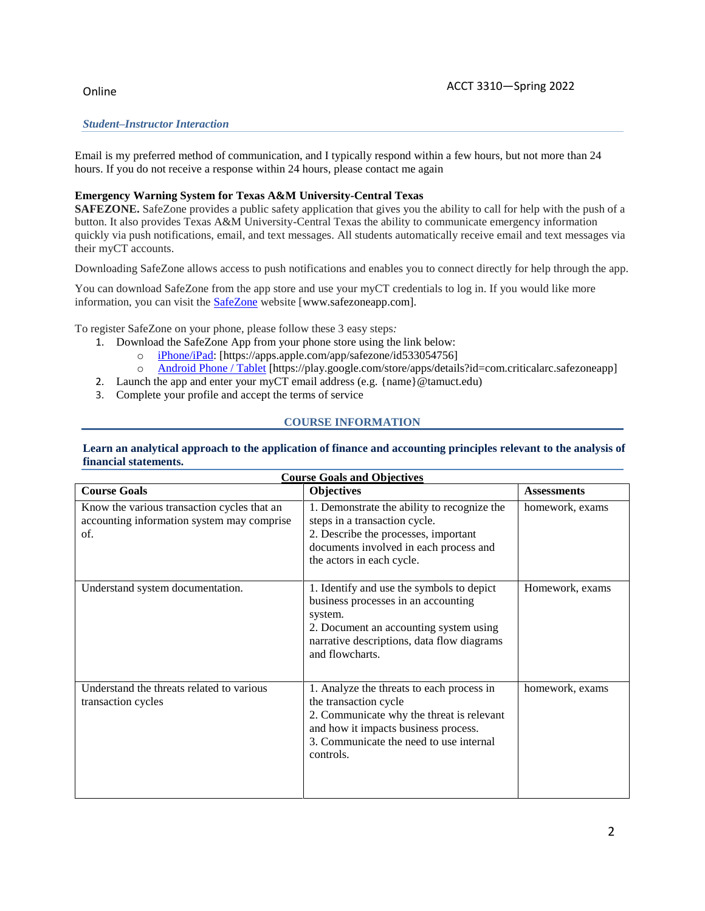*Student–Instructor Interaction*

Email is my preferred method of communication, and I typically respond within a few hours, but not more than 24 hours. If you do not receive a response within 24 hours, please contact me again

**Emergency Warning System for Texas A&M University-Central Texas**

**SAFEZONE.** SafeZone provides a public safety application that gives you the ability to call for help with the push of a button. It also provides Texas A&M University-Central Texas the ability to communicate emergency information quickly via push notifications, email, and text messages. All students automatically receive email and text messages via their myCT accounts.

Downloading SafeZone allows access to push notifications and enables you to connect directly for help through the app.

You can download SafeZone from the app store and use your myCT credentials to log in. If you would like more information, you can visit the SafeZone website [www.safezoneapp.com].

To register SafeZone on your phone, please follow these 3 easy steps:

1. Download the SafeZone App from your phone store using the link below:
   - iPhone/iPad: [https://apps.apple.com/app/safezone/id533054756]
   - Android Phone / Tablet [https://play.google.com/store/apps/details?id=com.criticalarc.safezoneapp]
2. Launch the app and enter your myCT email address (e.g. {name}@tamuct.edu)
3. Complete your profile and accept the terms of service

## COURSE INFORMATION

**Learn an analytical approach to the application of finance and accounting principles relevant to the analysis of financial statements.**

**Course Goals and Objectives**

| Course Goals | Objectives | Assessments |
|---|---|---|
| Know the various transaction cycles that an accounting information system may comprise of. | 1. Demonstrate the ability to recognize the steps in a transaction cycle.<br>2. Describe the processes, important documents involved in each process and the actors in each cycle. | homework, exams |
| Understand system documentation. | 1. Identify and use the symbols to depict business processes in an accounting system.<br>2. Document an accounting system using narrative descriptions, data flow diagrams and flowcharts. | Homework, exams |
| Understand the threats related to various transaction cycles | 1. Analyze the threats to each process in the transaction cycle<br>2. Communicate why the threat is relevant and how it impacts business process.<br>3. Communicate the need to use internal controls. | homework, exams |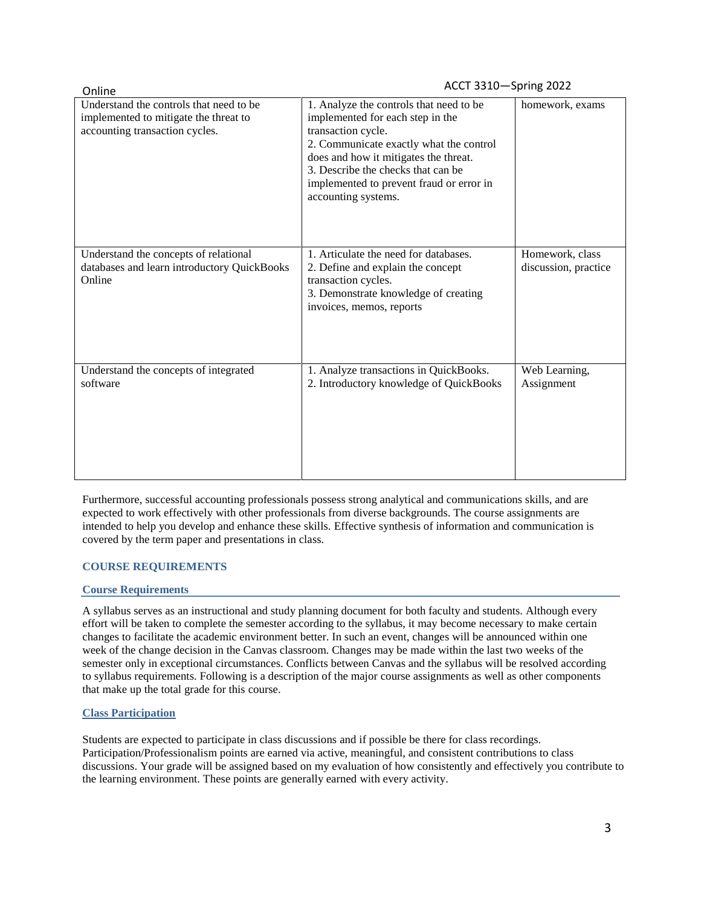| | | |
|---|---|---|
| Understand the controls that need to be implemented to mitigate the threat to accounting transaction cycles. | 1. Analyze the controls that need to be implemented for each step in the transaction cycle.<br>2. Communicate exactly what the control does and how it mitigates the threat.<br>3. Describe the checks that can be implemented to prevent fraud or error in accounting systems. | homework, exams |
| Understand the concepts of relational databases and learn introductory QuickBooks Online | 1. Articulate the need for databases.<br>2. Define and explain the concept transaction cycles.<br>3. Demonstrate knowledge of creating invoices, memos, reports | Homework, class discussion, practice |
| Understand the concepts of integrated software | 1. Analyze transactions in QuickBooks.<br>2. Introductory knowledge of QuickBooks | Web Learning, Assignment |

Furthermore, successful accounting professionals possess strong analytical and communications skills, and are expected to work effectively with other professionals from diverse backgrounds. The course assignments are intended to help you develop and enhance these skills. Effective synthesis of information and communication is covered by the term paper and presentations in class.

## COURSE REQUIREMENTS

### Course Requirements

A syllabus serves as an instructional and study planning document for both faculty and students. Although every effort will be taken to complete the semester according to the syllabus, it may become necessary to make certain changes to facilitate the academic environment better. In such an event, changes will be announced within one week of the change decision in the Canvas classroom. Changes may be made within the last two weeks of the semester only in exceptional circumstances. Conflicts between Canvas and the syllabus will be resolved according to syllabus requirements. Following is a description of the major course assignments as well as other components that make up the total grade for this course.

### Class Participation

Students are expected to participate in class discussions and if possible be there for class recordings. Participation/Professionalism points are earned via active, meaningful, and consistent contributions to class discussions. Your grade will be assigned based on my evaluation of how consistently and effectively you contribute to the learning environment. These points are generally earned with every activity.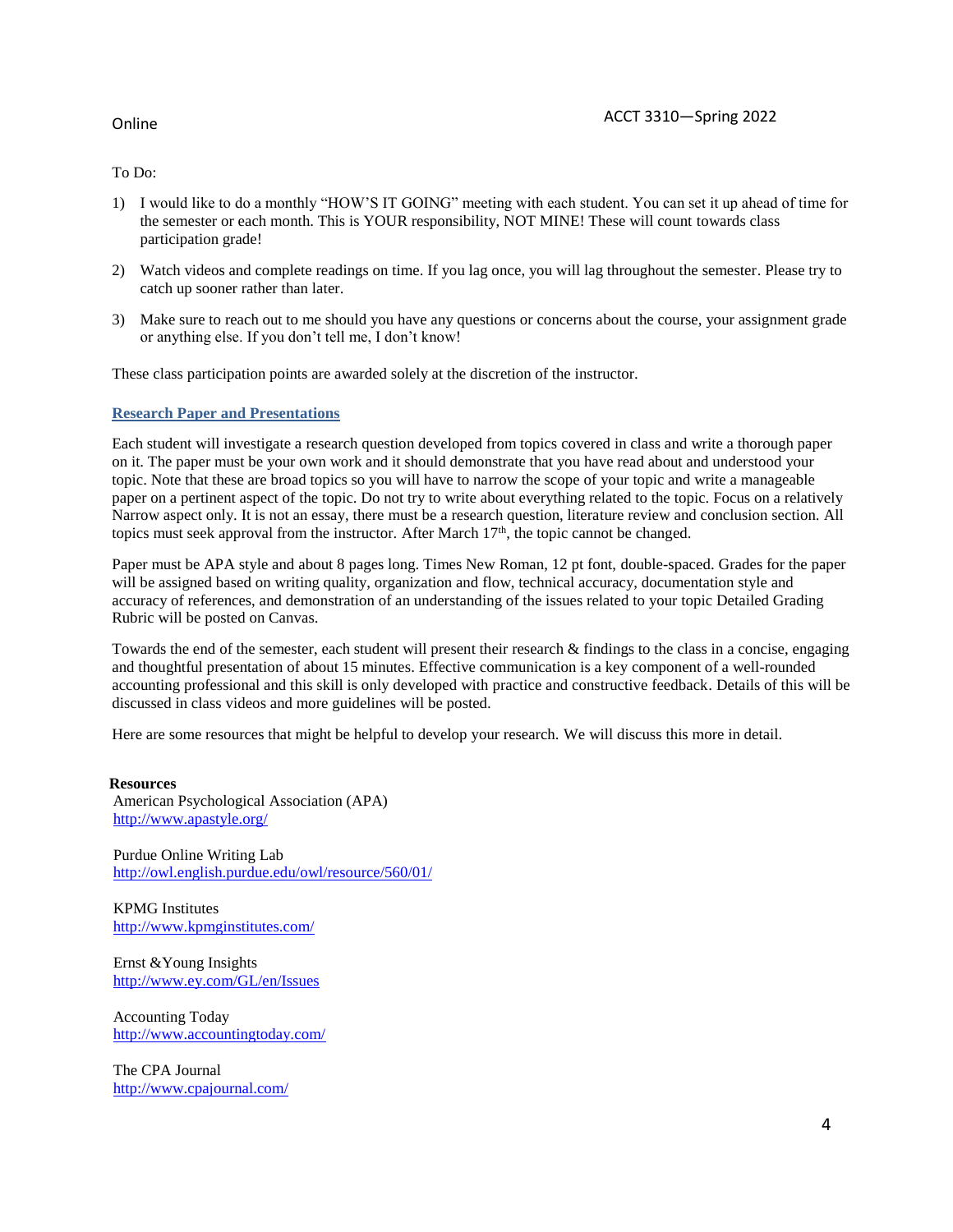To Do:

1) I would like to do a monthly "HOW'S IT GOING" meeting with each student. You can set it up ahead of time for the semester or each month. This is YOUR responsibility, NOT MINE! These will count towards class participation grade!

2) Watch videos and complete readings on time. If you lag once, you will lag throughout the semester. Please try to catch up sooner rather than later.

3) Make sure to reach out to me should you have any questions or concerns about the course, your assignment grade or anything else. If you don't tell me, I don't know!

These class participation points are awarded solely at the discretion of the instructor.

## Research Paper and Presentations

Each student will investigate a research question developed from topics covered in class and write a thorough paper on it. The paper must be your own work and it should demonstrate that you have read about and understood your topic. Note that these are broad topics so you will have to narrow the scope of your topic and write a manageable paper on a pertinent aspect of the topic. Do not try to write about everything related to the topic. Focus on a relatively Narrow aspect only. It is not an essay, there must be a research question, literature review and conclusion section. All topics must seek approval from the instructor. After March 17th, the topic cannot be changed.

Paper must be APA style and about 8 pages long. Times New Roman, 12 pt font, double-spaced. Grades for the paper will be assigned based on writing quality, organization and flow, technical accuracy, documentation style and accuracy of references, and demonstration of an understanding of the issues related to your topic Detailed Grading Rubric will be posted on Canvas.

Towards the end of the semester, each student will present their research & findings to the class in a concise, engaging and thoughtful presentation of about 15 minutes. Effective communication is a key component of a well-rounded accounting professional and this skill is only developed with practice and constructive feedback. Details of this will be discussed in class videos and more guidelines will be posted.

Here are some resources that might be helpful to develop your research. We will discuss this more in detail.

**Resources**

American Psychological Association (APA)
http://www.apastyle.org/

Purdue Online Writing Lab
http://owl.english.purdue.edu/owl/resource/560/01/

KPMG Institutes
http://www.kpmginstitutes.com/

Ernst &Young Insights
http://www.ey.com/GL/en/Issues

Accounting Today
http://www.accountingtoday.com/

The CPA Journal
http://www.cpajournal.com/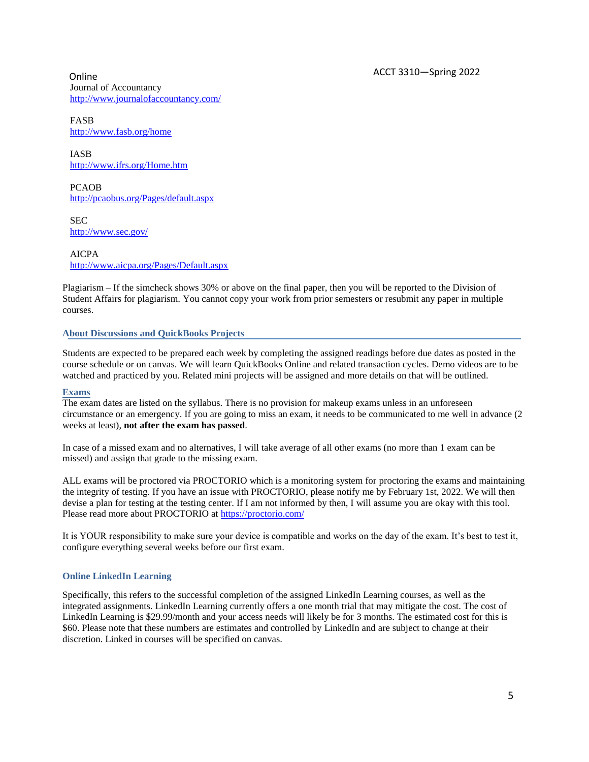Online
Journal of Accountancy
http://www.journalofaccountancy.com/

FASB
http://www.fasb.org/home

IASB
http://www.ifrs.org/Home.htm

PCAOB
http://pcaobus.org/Pages/default.aspx

SEC
http://www.sec.gov/

AICPA
http://www.aicpa.org/Pages/Default.aspx

Plagiarism – If the simcheck shows 30% or above on the final paper, then you will be reported to the Division of Student Affairs for plagiarism. You cannot copy your work from prior semesters or resubmit any paper in multiple courses.

### About Discussions and QuickBooks Projects

Students are expected to be prepared each week by completing the assigned readings before due dates as posted in the course schedule or on canvas. We will learn QuickBooks Online and related transaction cycles. Demo videos are to be watched and practiced by you. Related mini projects will be assigned and more details on that will be outlined.

### Exams

The exam dates are listed on the syllabus. There is no provision for makeup exams unless in an unforeseen circumstance or an emergency. If you are going to miss an exam, it needs to be communicated to me well in advance (2 weeks at least), **not after the exam has passed**.

In case of a missed exam and no alternatives, I will take average of all other exams (no more than 1 exam can be missed) and assign that grade to the missing exam.

ALL exams will be proctored via PROCTORIO which is a monitoring system for proctoring the exams and maintaining the integrity of testing. If you have an issue with PROCTORIO, please notify me by February 1st, 2022. We will then devise a plan for testing at the testing center. If I am not informed by then, I will assume you are okay with this tool. Please read more about PROCTORIO at https://proctorio.com/

It is YOUR responsibility to make sure your device is compatible and works on the day of the exam. It's best to test it, configure everything several weeks before our first exam.

### Online LinkedIn Learning

Specifically, this refers to the successful completion of the assigned LinkedIn Learning courses, as well as the integrated assignments. LinkedIn Learning currently offers a one month trial that may mitigate the cost. The cost of LinkedIn Learning is $29.99/month and your access needs will likely be for 3 months. The estimated cost for this is $60. Please note that these numbers are estimates and controlled by LinkedIn and are subject to change at their discretion. Linked in courses will be specified on canvas.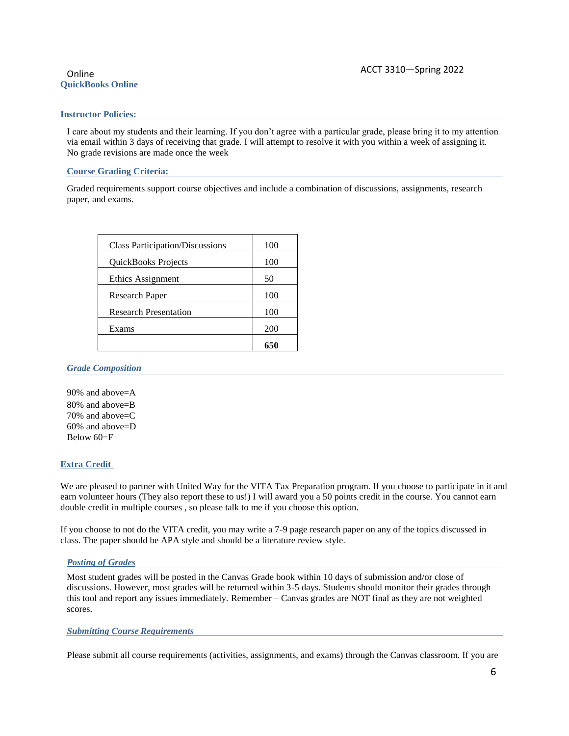Online
**QuickBooks Online**

### Instructor Policies:

I care about my students and their learning. If you don't agree with a particular grade, please bring it to my attention via email within 3 days of receiving that grade. I will attempt to resolve it with you within a week of assigning it. No grade revisions are made once the week

### Course Grading Criteria:

Graded requirements support course objectives and include a combination of discussions, assignments, research paper, and exams.

| | |
|---|---|
| Class Participation/Discussions | 100 |
| QuickBooks Projects | 100 |
| Ethics Assignment | 50 |
| Research Paper | 100 |
| Research Presentation | 100 |
| Exams | 200 |
| | **650** |

#### *Grade Composition*

90% and above=A
80% and above=B
70% and above=C
60% and above=D
Below 60=F

### Extra Credit

We are pleased to partner with United Way for the VITA Tax Preparation program. If you choose to participate in it and earn volunteer hours (They also report these to us!) I will award you a 50 points credit in the course. You cannot earn double credit in multiple courses , so please talk to me if you choose this option.

If you choose to not do the VITA credit, you may write a 7-9 page research paper on any of the topics discussed in class. The paper should be APA style and should be a literature review style.

#### *Posting of Grades*

Most student grades will be posted in the Canvas Grade book within 10 days of submission and/or close of discussions. However, most grades will be returned within 3-5 days. Students should monitor their grades through this tool and report any issues immediately. Remember – Canvas grades are NOT final as they are not weighted scores.

#### *Submitting Course Requirements*

Please submit all course requirements (activities, assignments, and exams) through the Canvas classroom. If you are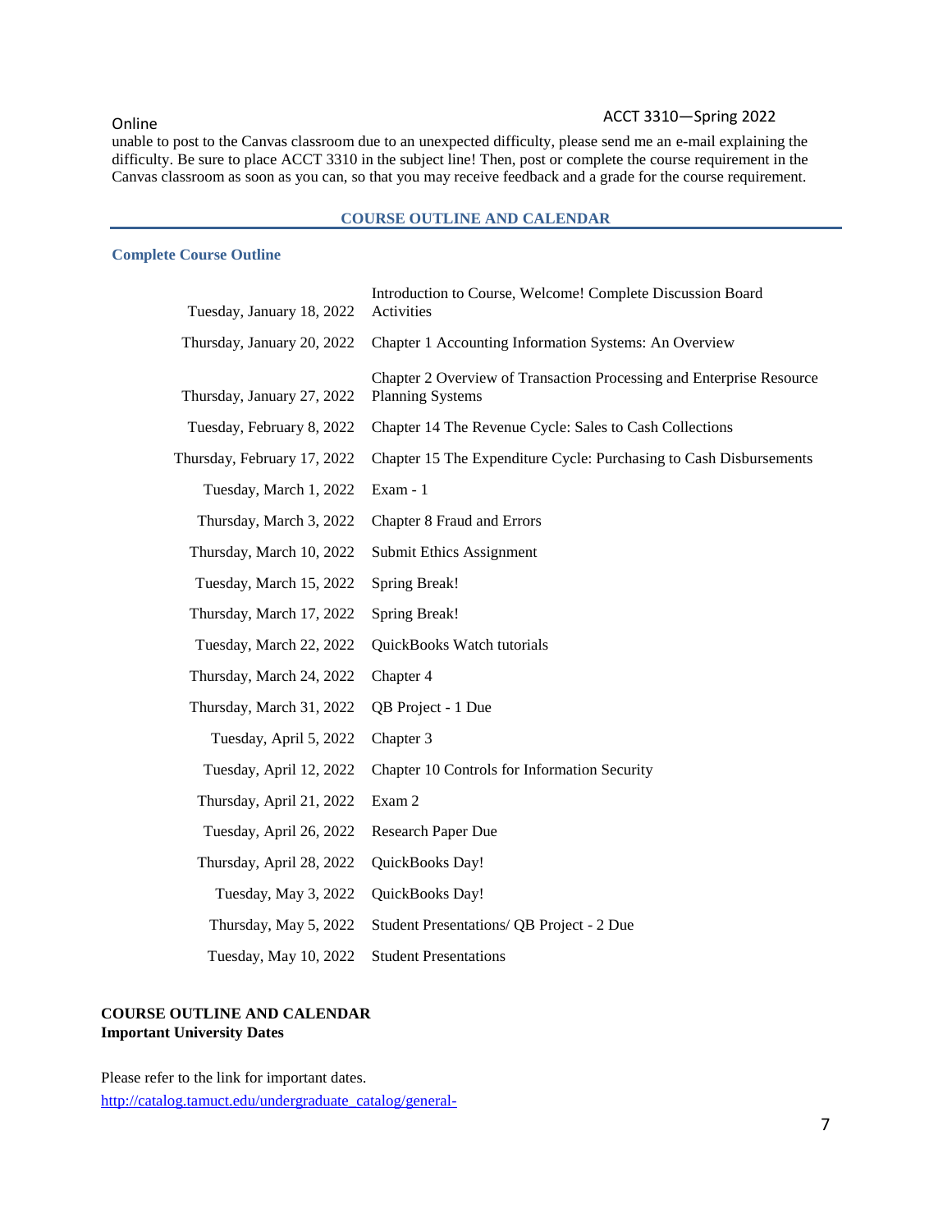unable to post to the Canvas classroom due to an unexpected difficulty, please send me an e-mail explaining the difficulty. Be sure to place ACCT 3310 in the subject line! Then, post or complete the course requirement in the Canvas classroom as soon as you can, so that you may receive feedback and a grade for the course requirement.

## COURSE OUTLINE AND CALENDAR

### Complete Course Outline

| Date | Topic |
|---|---|
| Tuesday, January 18, 2022 | Introduction to Course, Welcome! Complete Discussion Board Activities |
| Thursday, January 20, 2022 | Chapter 1 Accounting Information Systems: An Overview |
| Thursday, January 27, 2022 | Chapter 2 Overview of Transaction Processing and Enterprise Resource Planning Systems |
| Tuesday, February 8, 2022 | Chapter 14 The Revenue Cycle: Sales to Cash Collections |
| Thursday, February 17, 2022 | Chapter 15 The Expenditure Cycle: Purchasing to Cash Disbursements |
| Tuesday, March 1, 2022 | Exam - 1 |
| Thursday, March 3, 2022 | Chapter 8 Fraud and Errors |
| Thursday, March 10, 2022 | Submit Ethics Assignment |
| Tuesday, March 15, 2022 | Spring Break! |
| Thursday, March 17, 2022 | Spring Break! |
| Tuesday, March 22, 2022 | QuickBooks Watch tutorials |
| Thursday, March 24, 2022 | Chapter 4 |
| Thursday, March 31, 2022 | QB Project - 1 Due |
| Tuesday, April 5, 2022 | Chapter 3 |
| Tuesday, April 12, 2022 | Chapter 10 Controls for Information Security |
| Thursday, April 21, 2022 | Exam 2 |
| Tuesday, April 26, 2022 | Research Paper Due |
| Thursday, April 28, 2022 | QuickBooks Day! |
| Tuesday, May 3, 2022 | QuickBooks Day! |
| Thursday, May 5, 2022 | Student Presentations/ QB Project - 2 Due |
| Tuesday, May 10, 2022 | Student Presentations |

**COURSE OUTLINE AND CALENDAR**
**Important University Dates**

Please refer to the link for important dates.
http://catalog.tamuct.edu/undergraduate_catalog/general-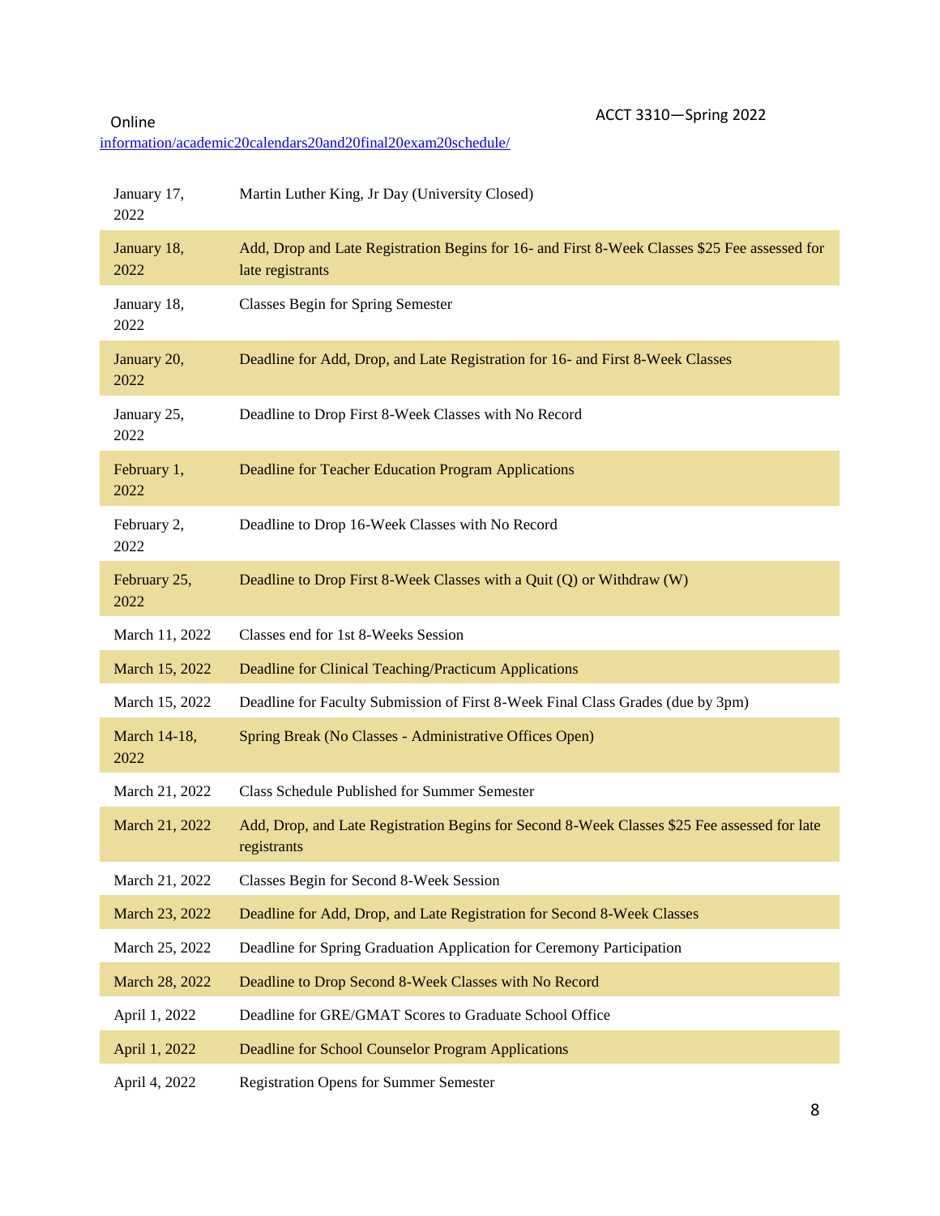Online
information/academic20calendars20and20final20exam20schedule/

| Date | Event |
|---|---|
| January 17, 2022 | Martin Luther King, Jr Day (University Closed) |
| January 18, 2022 | Add, Drop and Late Registration Begins for 16- and First 8-Week Classes $25 Fee assessed for late registrants |
| January 18, 2022 | Classes Begin for Spring Semester |
| January 20, 2022 | Deadline for Add, Drop, and Late Registration for 16- and First 8-Week Classes |
| January 25, 2022 | Deadline to Drop First 8-Week Classes with No Record |
| February 1, 2022 | Deadline for Teacher Education Program Applications |
| February 2, 2022 | Deadline to Drop 16-Week Classes with No Record |
| February 25, 2022 | Deadline to Drop First 8-Week Classes with a Quit (Q) or Withdraw (W) |
| March 11, 2022 | Classes end for 1st 8-Weeks Session |
| March 15, 2022 | Deadline for Clinical Teaching/Practicum Applications |
| March 15, 2022 | Deadline for Faculty Submission of First 8-Week Final Class Grades (due by 3pm) |
| March 14-18, 2022 | Spring Break (No Classes - Administrative Offices Open) |
| March 21, 2022 | Class Schedule Published for Summer Semester |
| March 21, 2022 | Add, Drop, and Late Registration Begins for Second 8-Week Classes $25 Fee assessed for late registrants |
| March 21, 2022 | Classes Begin for Second 8-Week Session |
| March 23, 2022 | Deadline for Add, Drop, and Late Registration for Second 8-Week Classes |
| March 25, 2022 | Deadline for Spring Graduation Application for Ceremony Participation |
| March 28, 2022 | Deadline to Drop Second 8-Week Classes with No Record |
| April 1, 2022 | Deadline for GRE/GMAT Scores to Graduate School Office |
| April 1, 2022 | Deadline for School Counselor Program Applications |
| April 4, 2022 | Registration Opens for Summer Semester |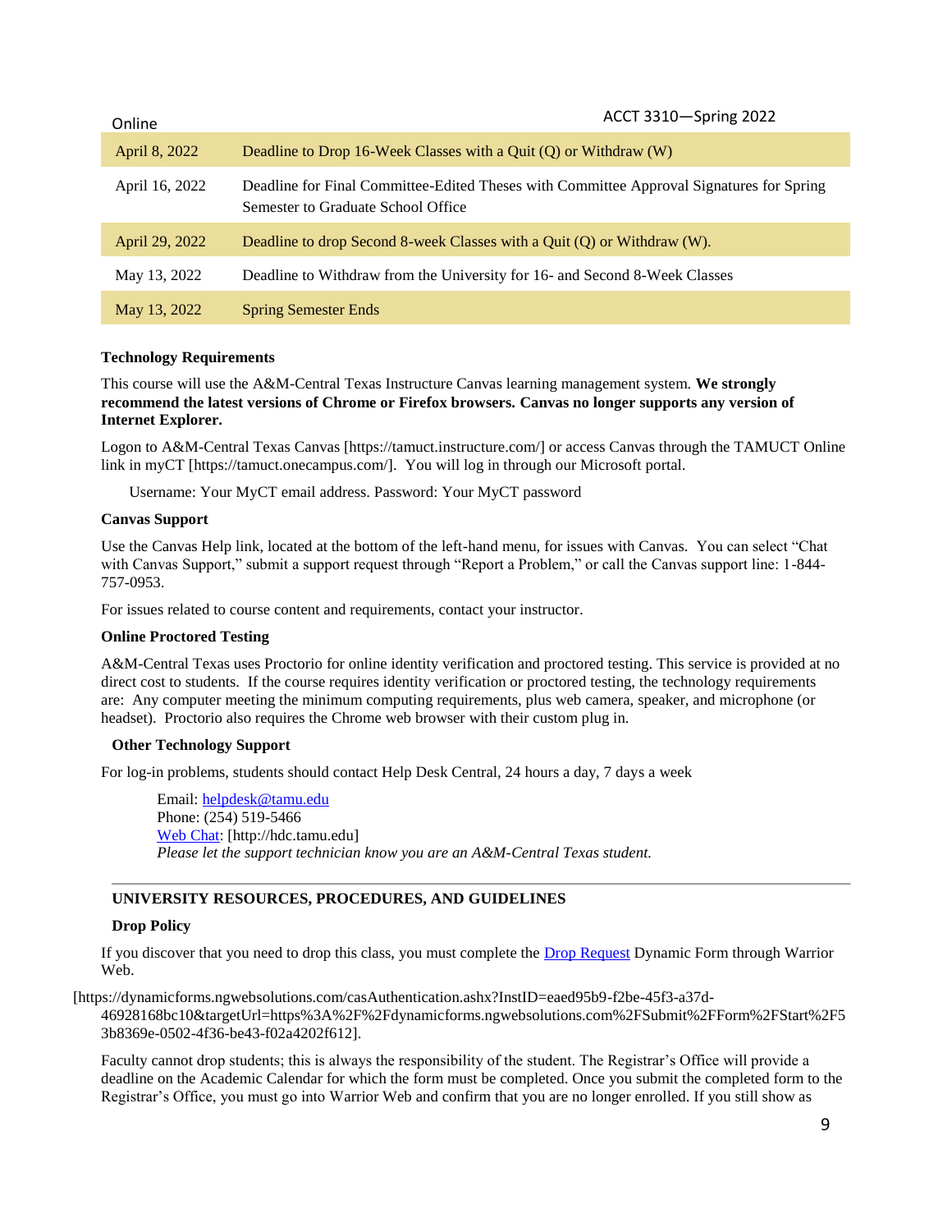| | |
|---|---|
| April 8, 2022 | Deadline to Drop 16-Week Classes with a Quit (Q) or Withdraw (W) |
| April 16, 2022 | Deadline for Final Committee-Edited Theses with Committee Approval Signatures for Spring Semester to Graduate School Office |
| April 29, 2022 | Deadline to drop Second 8-week Classes with a Quit (Q) or Withdraw (W). |
| May 13, 2022 | Deadline to Withdraw from the University for 16- and Second 8-Week Classes |
| May 13, 2022 | Spring Semester Ends |

**Technology Requirements**

This course will use the A&M-Central Texas Instructure Canvas learning management system. **We strongly recommend the latest versions of Chrome or Firefox browsers. Canvas no longer supports any version of Internet Explorer.**

Logon to A&M-Central Texas Canvas [https://tamuct.instructure.com/] or access Canvas through the TAMUCT Online link in myCT [https://tamuct.onecampus.com/]. You will log in through our Microsoft portal.

Username: Your MyCT email address. Password: Your MyCT password

**Canvas Support**

Use the Canvas Help link, located at the bottom of the left-hand menu, for issues with Canvas. You can select "Chat with Canvas Support," submit a support request through "Report a Problem," or call the Canvas support line: 1-844-757-0953.

For issues related to course content and requirements, contact your instructor.

**Online Proctored Testing**

A&M-Central Texas uses Proctorio for online identity verification and proctored testing. This service is provided at no direct cost to students. If the course requires identity verification or proctored testing, the technology requirements are: Any computer meeting the minimum computing requirements, plus web camera, speaker, and microphone (or headset). Proctorio also requires the Chrome web browser with their custom plug in.

**Other Technology Support**

For log-in problems, students should contact Help Desk Central, 24 hours a day, 7 days a week

Email: helpdesk@tamu.edu
Phone: (254) 519-5466
Web Chat: [http://hdc.tamu.edu]
*Please let the support technician know you are an A&M-Central Texas student.*

---

**UNIVERSITY RESOURCES, PROCEDURES, AND GUIDELINES**

**Drop Policy**

If you discover that you need to drop this class, you must complete the Drop Request Dynamic Form through Warrior Web.

[https://dynamicforms.ngwebsolutions.com/casAuthentication.ashx?InstID=eaed95b9-f2be-45f3-a37d-46928168bc10&targetUrl=https%3A%2F%2Fdynamicforms.ngwebsolutions.com%2FSubmit%2FForm%2FStart%2F53b8369e-0502-4f36-be43-f02a4202f612].

Faculty cannot drop students; this is always the responsibility of the student. The Registrar's Office will provide a deadline on the Academic Calendar for which the form must be completed. Once you submit the completed form to the Registrar's Office, you must go into Warrior Web and confirm that you are no longer enrolled. If you still show as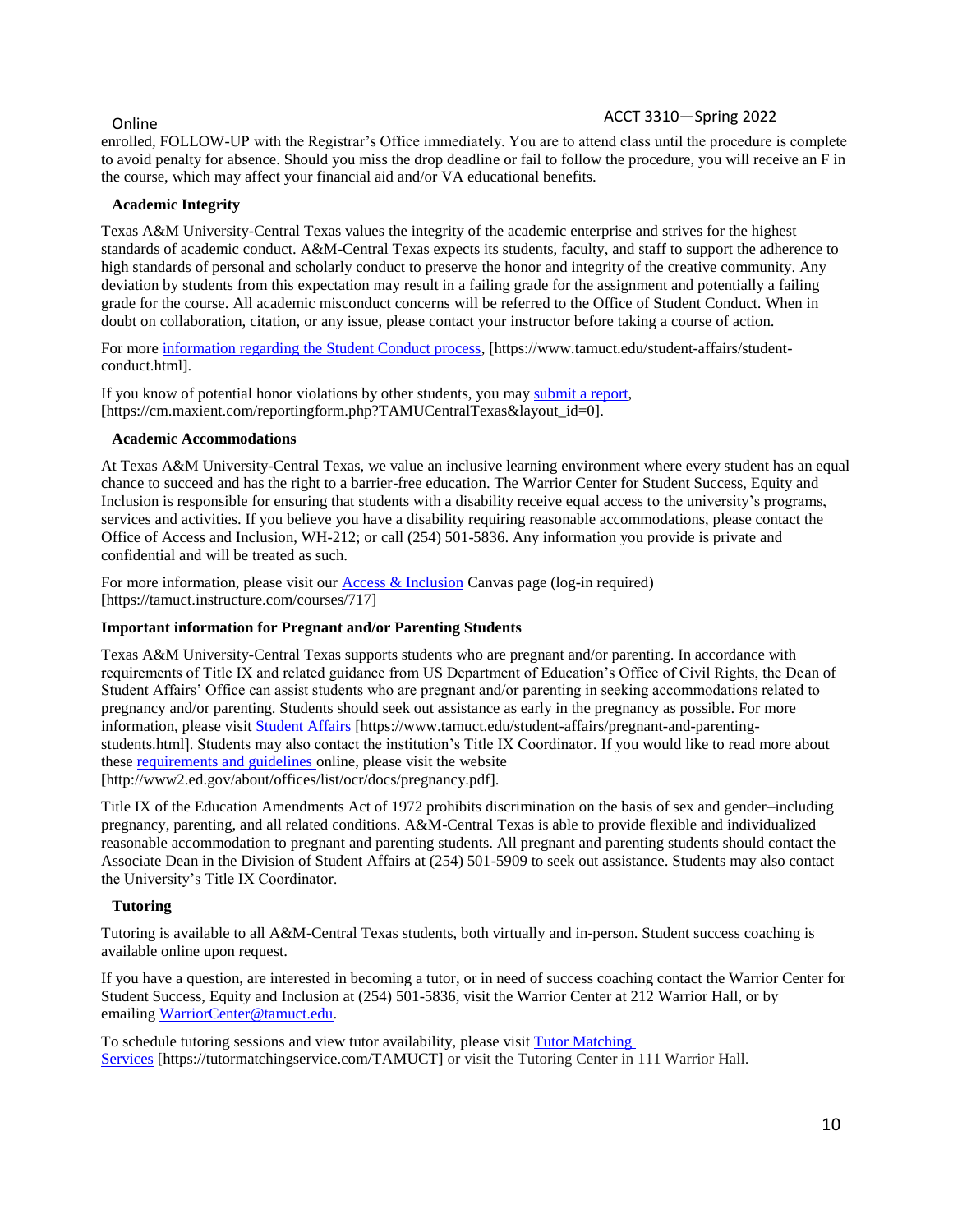enrolled, FOLLOW-UP with the Registrar's Office immediately. You are to attend class until the procedure is complete to avoid penalty for absence. Should you miss the drop deadline or fail to follow the procedure, you will receive an F in the course, which may affect your financial aid and/or VA educational benefits.

### Academic Integrity

Texas A&M University-Central Texas values the integrity of the academic enterprise and strives for the highest standards of academic conduct. A&M-Central Texas expects its students, faculty, and staff to support the adherence to high standards of personal and scholarly conduct to preserve the honor and integrity of the creative community. Any deviation by students from this expectation may result in a failing grade for the assignment and potentially a failing grade for the course. All academic misconduct concerns will be referred to the Office of Student Conduct. When in doubt on collaboration, citation, or any issue, please contact your instructor before taking a course of action.

For more [information regarding the Student Conduct process](https://www.tamuct.edu/student-affairs/student-conduct.html), [https://www.tamuct.edu/student-affairs/student-conduct.html].

If you know of potential honor violations by other students, you may [submit a report](https://cm.maxient.com/reportingform.php?TAMUCentralTexas&layout_id=0), [https://cm.maxient.com/reportingform.php?TAMUCentralTexas&layout_id=0].

### Academic Accommodations

At Texas A&M University-Central Texas, we value an inclusive learning environment where every student has an equal chance to succeed and has the right to a barrier-free education. The Warrior Center for Student Success, Equity and Inclusion is responsible for ensuring that students with a disability receive equal access to the university's programs, services and activities. If you believe you have a disability requiring reasonable accommodations, please contact the Office of Access and Inclusion, WH-212; or call (254) 501-5836. Any information you provide is private and confidential and will be treated as such.

For more information, please visit our [Access & Inclusion](https://tamuct.instructure.com/courses/717) Canvas page (log-in required) [https://tamuct.instructure.com/courses/717]

### Important information for Pregnant and/or Parenting Students

Texas A&M University-Central Texas supports students who are pregnant and/or parenting. In accordance with requirements of Title IX and related guidance from US Department of Education's Office of Civil Rights, the Dean of Student Affairs' Office can assist students who are pregnant and/or parenting in seeking accommodations related to pregnancy and/or parenting. Students should seek out assistance as early in the pregnancy as possible. For more information, please visit [Student Affairs](https://www.tamuct.edu/student-affairs/pregnant-and-parenting-students.html) [https://www.tamuct.edu/student-affairs/pregnant-and-parenting-students.html]. Students may also contact the institution's Title IX Coordinator. If you would like to read more about these [requirements and guidelines](http://www2.ed.gov/about/offices/list/ocr/docs/pregnancy.pdf) online, please visit the website [http://www2.ed.gov/about/offices/list/ocr/docs/pregnancy.pdf].

Title IX of the Education Amendments Act of 1972 prohibits discrimination on the basis of sex and gender–including pregnancy, parenting, and all related conditions. A&M-Central Texas is able to provide flexible and individualized reasonable accommodation to pregnant and parenting students. All pregnant and parenting students should contact the Associate Dean in the Division of Student Affairs at (254) 501-5909 to seek out assistance. Students may also contact the University's Title IX Coordinator.

### Tutoring

Tutoring is available to all A&M-Central Texas students, both virtually and in-person. Student success coaching is available online upon request.

If you have a question, are interested in becoming a tutor, or in need of success coaching contact the Warrior Center for Student Success, Equity and Inclusion at (254) 501-5836, visit the Warrior Center at 212 Warrior Hall, or by emailing [WarriorCenter@tamuct.edu](mailto:WarriorCenter@tamuct.edu).

To schedule tutoring sessions and view tutor availability, please visit [Tutor Matching Services](https://tutormatchingservice.com/TAMUCT) [https://tutormatchingservice.com/TAMUCT] or visit the Tutoring Center in 111 Warrior Hall.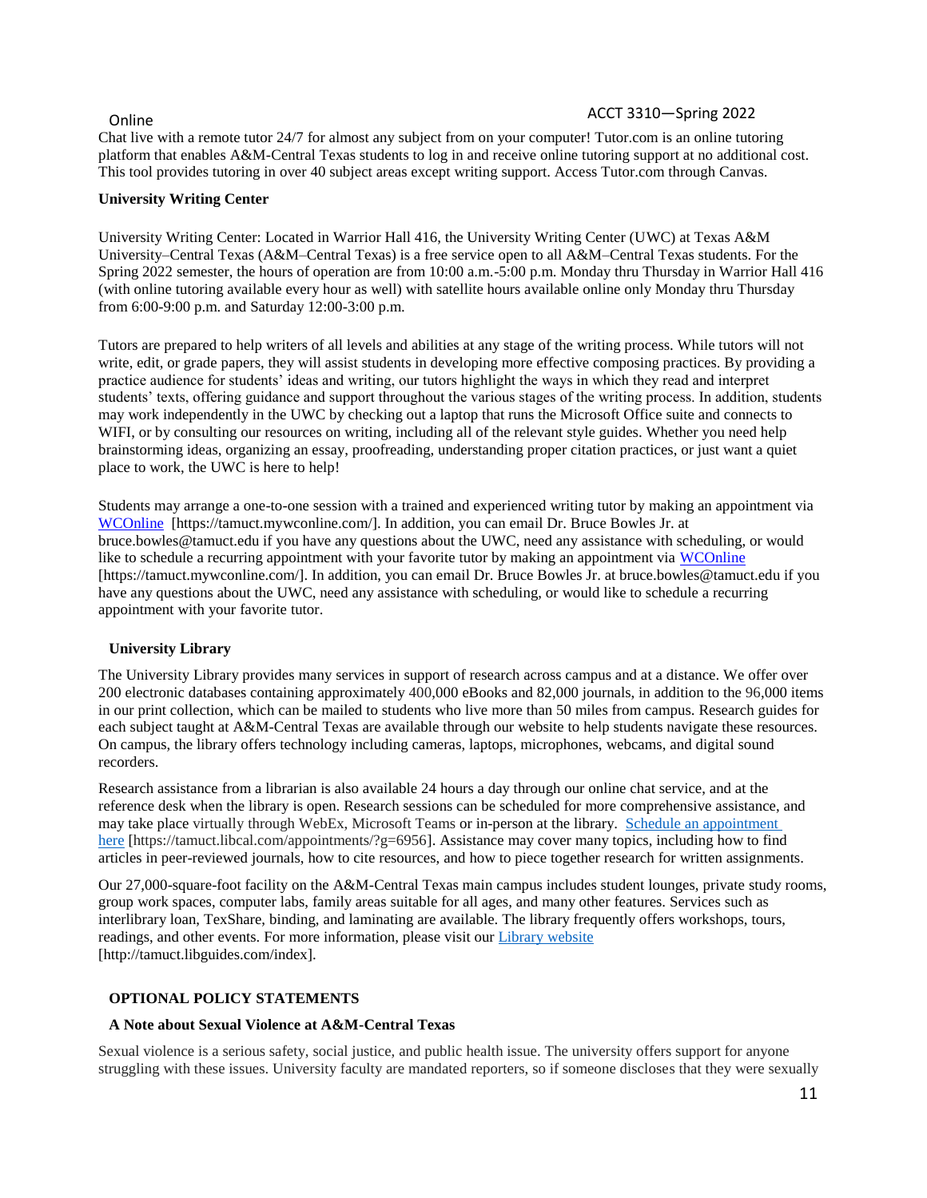Online

Chat live with a remote tutor 24/7 for almost any subject from on your computer! Tutor.com is an online tutoring platform that enables A&M-Central Texas students to log in and receive online tutoring support at no additional cost. This tool provides tutoring in over 40 subject areas except writing support. Access Tutor.com through Canvas.

**University Writing Center**

University Writing Center: Located in Warrior Hall 416, the University Writing Center (UWC) at Texas A&M University–Central Texas (A&M–Central Texas) is a free service open to all A&M–Central Texas students. For the Spring 2022 semester, the hours of operation are from 10:00 a.m.-5:00 p.m. Monday thru Thursday in Warrior Hall 416 (with online tutoring available every hour as well) with satellite hours available online only Monday thru Thursday from 6:00-9:00 p.m. and Saturday 12:00-3:00 p.m.

Tutors are prepared to help writers of all levels and abilities at any stage of the writing process. While tutors will not write, edit, or grade papers, they will assist students in developing more effective composing practices. By providing a practice audience for students' ideas and writing, our tutors highlight the ways in which they read and interpret students' texts, offering guidance and support throughout the various stages of the writing process. In addition, students may work independently in the UWC by checking out a laptop that runs the Microsoft Office suite and connects to WIFI, or by consulting our resources on writing, including all of the relevant style guides. Whether you need help brainstorming ideas, organizing an essay, proofreading, understanding proper citation practices, or just want a quiet place to work, the UWC is here to help!

Students may arrange a one-to-one session with a trained and experienced writing tutor by making an appointment via WCOnline [https://tamuct.mywconline.com/]. In addition, you can email Dr. Bruce Bowles Jr. at bruce.bowles@tamuct.edu if you have any questions about the UWC, need any assistance with scheduling, or would like to schedule a recurring appointment with your favorite tutor by making an appointment via WCOnline [https://tamuct.mywconline.com/]. In addition, you can email Dr. Bruce Bowles Jr. at bruce.bowles@tamuct.edu if you have any questions about the UWC, need any assistance with scheduling, or would like to schedule a recurring appointment with your favorite tutor.

**University Library**

The University Library provides many services in support of research across campus and at a distance. We offer over 200 electronic databases containing approximately 400,000 eBooks and 82,000 journals, in addition to the 96,000 items in our print collection, which can be mailed to students who live more than 50 miles from campus. Research guides for each subject taught at A&M-Central Texas are available through our website to help students navigate these resources. On campus, the library offers technology including cameras, laptops, microphones, webcams, and digital sound recorders.

Research assistance from a librarian is also available 24 hours a day through our online chat service, and at the reference desk when the library is open. Research sessions can be scheduled for more comprehensive assistance, and may take place virtually through WebEx, Microsoft Teams or in-person at the library. Schedule an appointment here [https://tamuct.libcal.com/appointments/?g=6956]. Assistance may cover many topics, including how to find articles in peer-reviewed journals, how to cite resources, and how to piece together research for written assignments.

Our 27,000-square-foot facility on the A&M-Central Texas main campus includes student lounges, private study rooms, group work spaces, computer labs, family areas suitable for all ages, and many other features. Services such as interlibrary loan, TexShare, binding, and laminating are available. The library frequently offers workshops, tours, readings, and other events. For more information, please visit our Library website [http://tamuct.libguides.com/index].

**OPTIONAL POLICY STATEMENTS**

**A Note about Sexual Violence at A&M-Central Texas**

Sexual violence is a serious safety, social justice, and public health issue. The university offers support for anyone struggling with these issues. University faculty are mandated reporters, so if someone discloses that they were sexually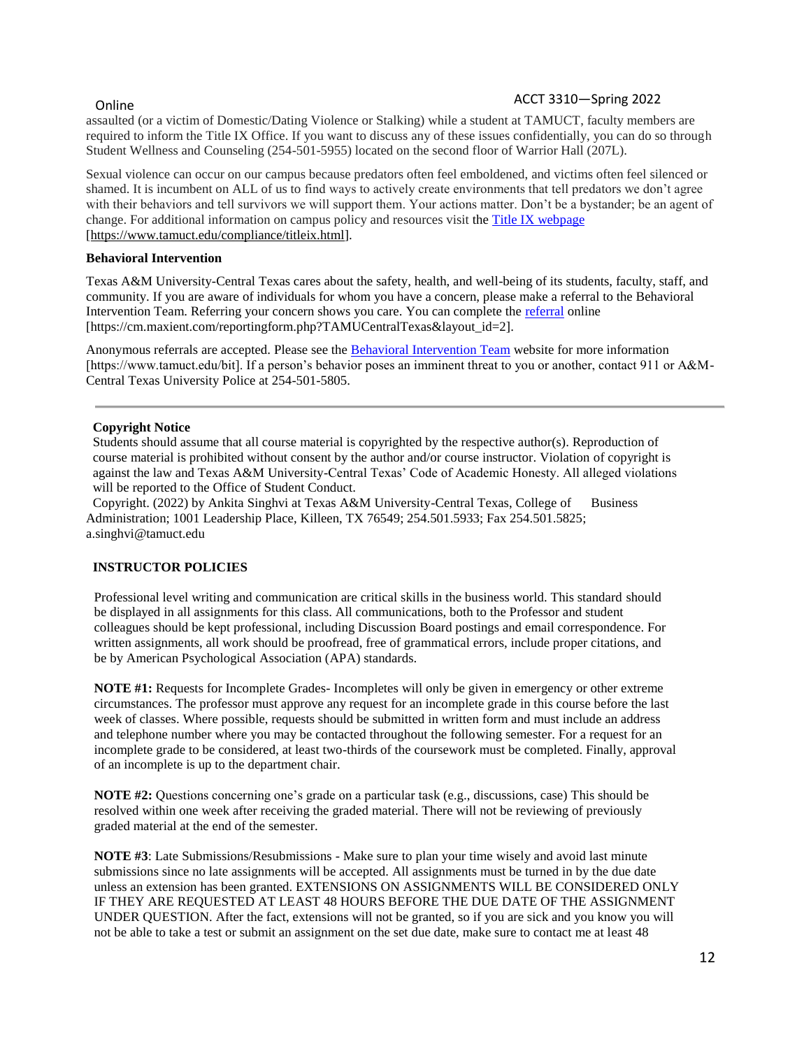assaulted (or a victim of Domestic/Dating Violence or Stalking) while a student at TAMUCT, faculty members are required to inform the Title IX Office. If you want to discuss any of these issues confidentially, you can do so through Student Wellness and Counseling (254-501-5955) located on the second floor of Warrior Hall (207L).

Sexual violence can occur on our campus because predators often feel emboldened, and victims often feel silenced or shamed. It is incumbent on ALL of us to find ways to actively create environments that tell predators we don't agree with their behaviors and tell survivors we will support them. Your actions matter. Don't be a bystander; be an agent of change. For additional information on campus policy and resources visit the Title IX webpage [https://www.tamuct.edu/compliance/titleix.html].

**Behavioral Intervention**

Texas A&M University-Central Texas cares about the safety, health, and well-being of its students, faculty, staff, and community. If you are aware of individuals for whom you have a concern, please make a referral to the Behavioral Intervention Team. Referring your concern shows you care. You can complete the referral online [https://cm.maxient.com/reportingform.php?TAMUCentralTexas&layout_id=2].

Anonymous referrals are accepted. Please see the Behavioral Intervention Team website for more information [https://www.tamuct.edu/bit]. If a person's behavior poses an imminent threat to you or another, contact 911 or A&M-Central Texas University Police at 254-501-5805.

---

**Copyright Notice**

Students should assume that all course material is copyrighted by the respective author(s). Reproduction of course material is prohibited without consent by the author and/or course instructor. Violation of copyright is against the law and Texas A&M University-Central Texas' Code of Academic Honesty. All alleged violations will be reported to the Office of Student Conduct.

Copyright. (2022) by Ankita Singhvi at Texas A&M University-Central Texas, College of Business Administration; 1001 Leadership Place, Killeen, TX 76549; 254.501.5933; Fax 254.501.5825; a.singhvi@tamuct.edu

**INSTRUCTOR POLICIES**

Professional level writing and communication are critical skills in the business world. This standard should be displayed in all assignments for this class. All communications, both to the Professor and student colleagues should be kept professional, including Discussion Board postings and email correspondence. For written assignments, all work should be proofread, free of grammatical errors, include proper citations, and be by American Psychological Association (APA) standards.

**NOTE #1:** Requests for Incomplete Grades- Incompletes will only be given in emergency or other extreme circumstances. The professor must approve any request for an incomplete grade in this course before the last week of classes. Where possible, requests should be submitted in written form and must include an address and telephone number where you may be contacted throughout the following semester. For a request for an incomplete grade to be considered, at least two-thirds of the coursework must be completed. Finally, approval of an incomplete is up to the department chair.

**NOTE #2:** Questions concerning one's grade on a particular task (e.g., discussions, case) This should be resolved within one week after receiving the graded material. There will not be reviewing of previously graded material at the end of the semester.

**NOTE #3**: Late Submissions/Resubmissions - Make sure to plan your time wisely and avoid last minute submissions since no late assignments will be accepted. All assignments must be turned in by the due date unless an extension has been granted. EXTENSIONS ON ASSIGNMENTS WILL BE CONSIDERED ONLY IF THEY ARE REQUESTED AT LEAST 48 HOURS BEFORE THE DUE DATE OF THE ASSIGNMENT UNDER QUESTION. After the fact, extensions will not be granted, so if you are sick and you know you will not be able to take a test or submit an assignment on the set due date, make sure to contact me at least 48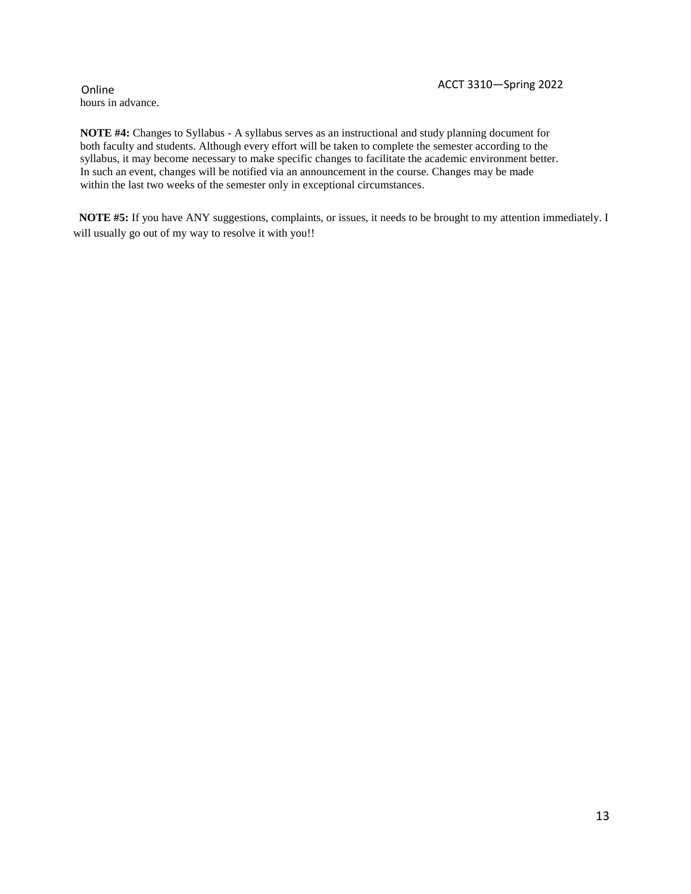Online
hours in advance.

**NOTE #4:** Changes to Syllabus - A syllabus serves as an instructional and study planning document for both faculty and students. Although every effort will be taken to complete the semester according to the syllabus, it may become necessary to make specific changes to facilitate the academic environment better. In such an event, changes will be notified via an announcement in the course. Changes may be made within the last two weeks of the semester only in exceptional circumstances.

**NOTE #5:** If you have ANY suggestions, complaints, or issues, it needs to be brought to my attention immediately. I will usually go out of my way to resolve it with you!!